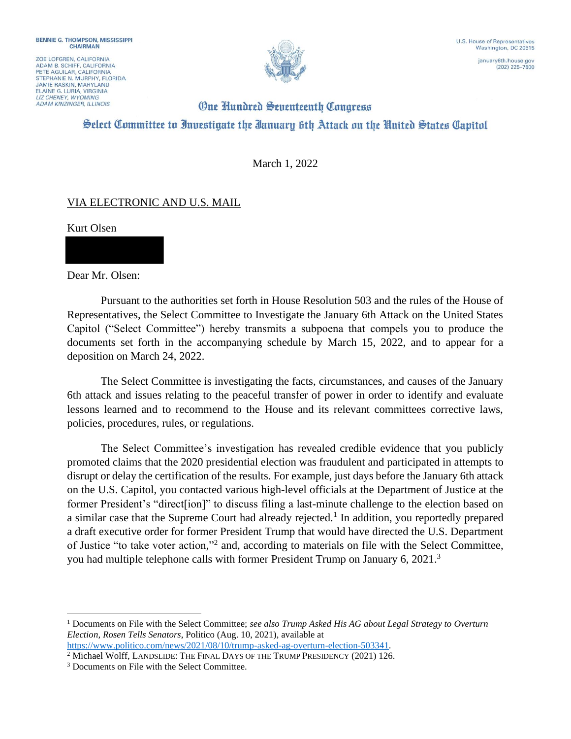BENNIE G. THOMPSON, MISSISSIPPI
CHAIRMAN

ZOE LOFGREN, CALIFORNIA
ADAM B. SCHIFF, CALIFORNIA
PETE AGUILAR, CALIFORNIA
STEPHANIE N. MURPHY, FLORIDA
JAMIE RASKIN, MARYLAND
ELAINE G. LURIA, VIRGINIA
*LIZ CHENEY, WYOMING*
*ADAM KINZINGER, ILLINOIS*

U.S. House of Representatives
Washington, DC 20515

january6th.house.gov
(202) 225-7800

# One Hundred Seventeenth Congress

## Select Committee to Investigate the January 6th Attack on the United States Capitol

March 1, 2022

VIA ELECTRONIC AND U.S. MAIL

Kurt Olsen

Dear Mr. Olsen:

Pursuant to the authorities set forth in House Resolution 503 and the rules of the House of Representatives, the Select Committee to Investigate the January 6th Attack on the United States Capitol ("Select Committee") hereby transmits a subpoena that compels you to produce the documents set forth in the accompanying schedule by March 15, 2022, and to appear for a deposition on March 24, 2022.

The Select Committee is investigating the facts, circumstances, and causes of the January 6th attack and issues relating to the peaceful transfer of power in order to identify and evaluate lessons learned and to recommend to the House and its relevant committees corrective laws, policies, procedures, rules, or regulations.

The Select Committee's investigation has revealed credible evidence that you publicly promoted claims that the 2020 presidential election was fraudulent and participated in attempts to disrupt or delay the certification of the results. For example, just days before the January 6th attack on the U.S. Capitol, you contacted various high-level officials at the Department of Justice at the former President's "direct[ion]" to discuss filing a last-minute challenge to the election based on a similar case that the Supreme Court had already rejected.[1] In addition, you reportedly prepared a draft executive order for former President Trump that would have directed the U.S. Department of Justice "to take voter action,"[2] and, according to materials on file with the Select Committee, you had multiple telephone calls with former President Trump on January 6, 2021.[3]

---

[1] Documents on File with the Select Committee; *see also Trump Asked His AG about Legal Strategy to Overturn Election, Rosen Tells Senators*, Politico (Aug. 10, 2021), available at https://www.politico.com/news/2021/08/10/trump-asked-ag-overturn-election-503341.

[2] Michael Wolff, LANDSLIDE: THE FINAL DAYS OF THE TRUMP PRESIDENCY (2021) 126.

[3] Documents on File with the Select Committee.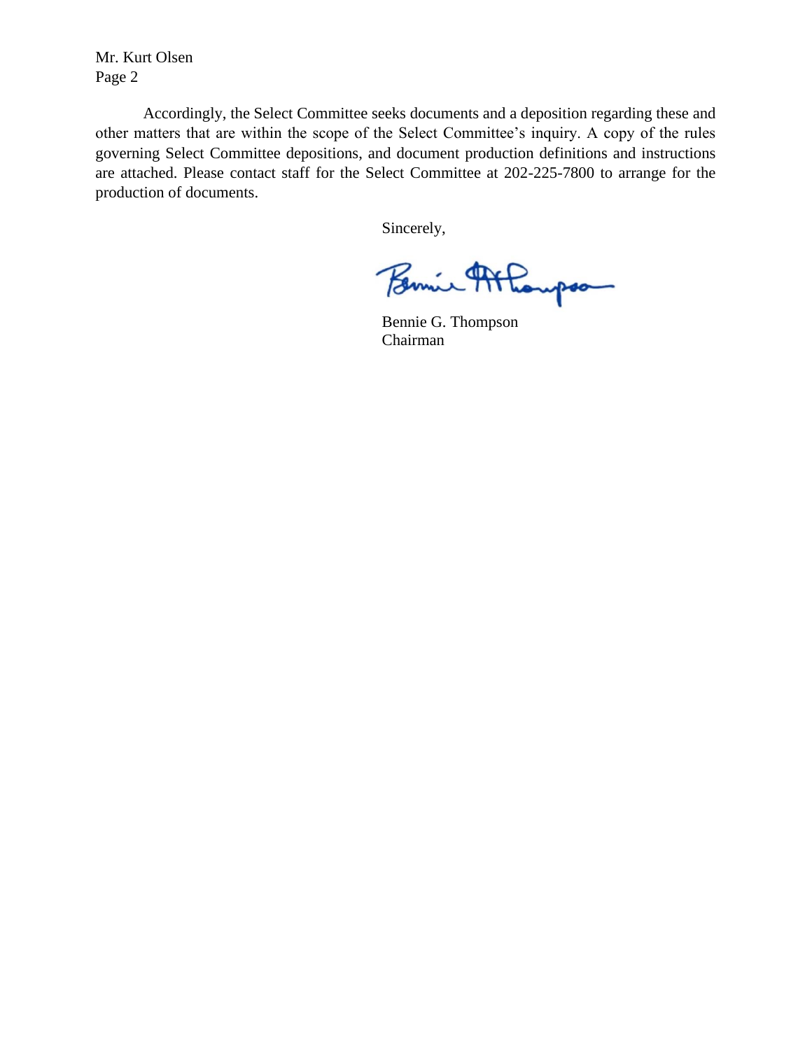Mr. Kurt Olsen

Accordingly, the Select Committee seeks documents and a deposition regarding these and other matters that are within the scope of the Select Committee's inquiry. A copy of the rules governing Select Committee depositions, and document production definitions and instructions are attached. Please contact staff for the Select Committee at 202-225-7800 to arrange for the production of documents.

Sincerely,

Bennie G. Thompson
Chairman